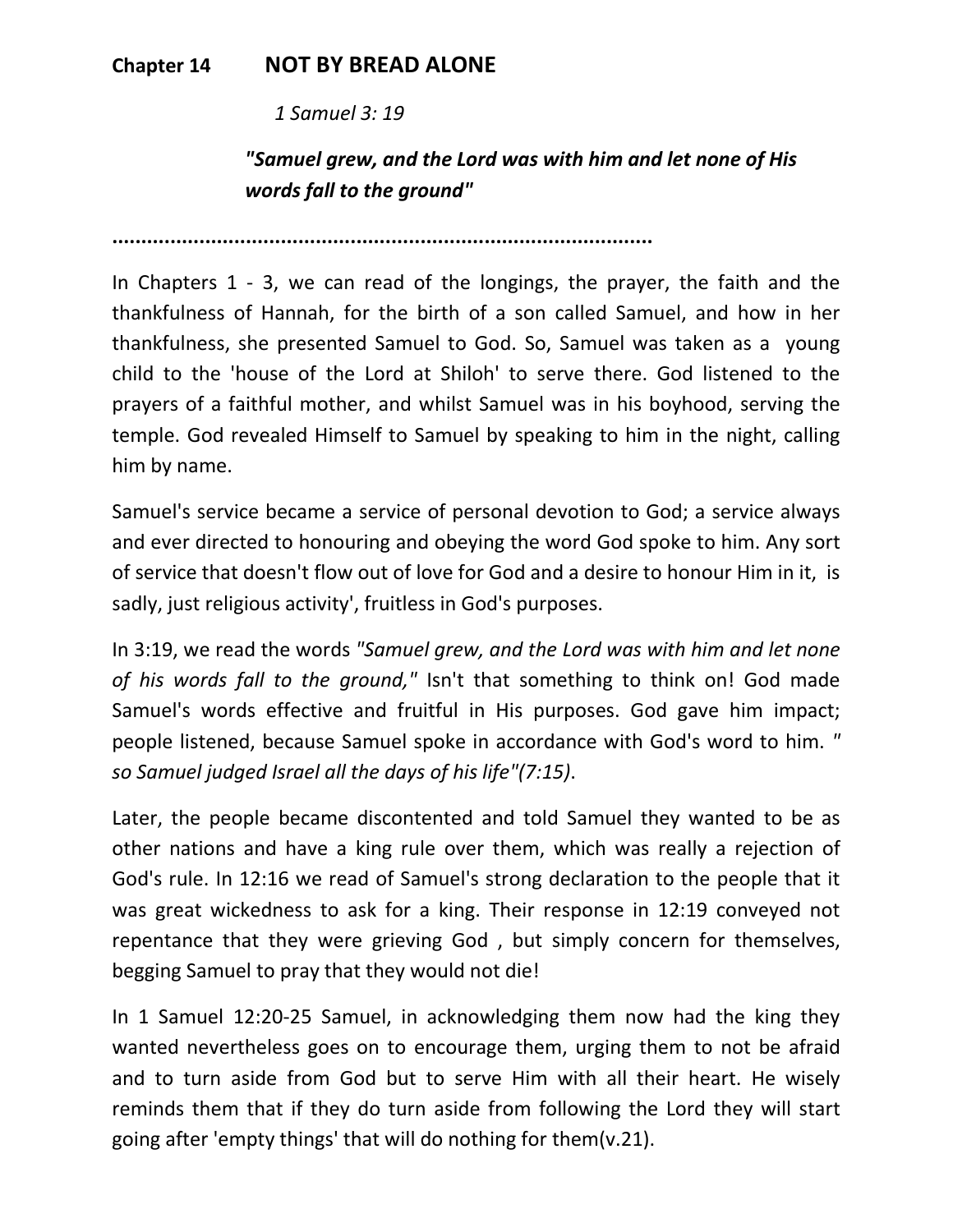## Chapter 14 NOT BY BREAD ALONE

*1 Samuel 3: 19*

***"Samuel grew, and the Lord was with him and let none of His words fall to the ground"***

..........................................................................................

In Chapters 1 - 3, we can read of the longings, the prayer, the faith and the thankfulness of Hannah, for the birth of a son called Samuel, and how in her thankfulness, she presented Samuel to God. So, Samuel was taken as a young child to the 'house of the Lord at Shiloh' to serve there. God listened to the prayers of a faithful mother, and whilst Samuel was in his boyhood, serving the temple. God revealed Himself to Samuel by speaking to him in the night, calling him by name.

Samuel's service became a service of personal devotion to God; a service always and ever directed to honouring and obeying the word God spoke to him. Any sort of service that doesn't flow out of love for God and a desire to honour Him in it, is sadly, just religious activity', fruitless in God's purposes.

In 3:19, we read the words *"Samuel grew, and the Lord was with him and let none of his words fall to the ground,"* Isn't that something to think on! God made Samuel's words effective and fruitful in His purposes. God gave him impact; people listened, because Samuel spoke in accordance with God's word to him. *" so Samuel judged Israel all the days of his life"(7:15)*.

Later, the people became discontented and told Samuel they wanted to be as other nations and have a king rule over them, which was really a rejection of God's rule. In 12:16 we read of Samuel's strong declaration to the people that it was great wickedness to ask for a king. Their response in 12:19 conveyed not repentance that they were grieving God , but simply concern for themselves, begging Samuel to pray that they would not die!

In 1 Samuel 12:20-25 Samuel, in acknowledging them now had the king they wanted nevertheless goes on to encourage them, urging them to not be afraid and to turn aside from God but to serve Him with all their heart. He wisely reminds them that if they do turn aside from following the Lord they will start going after 'empty things' that will do nothing for them(v.21).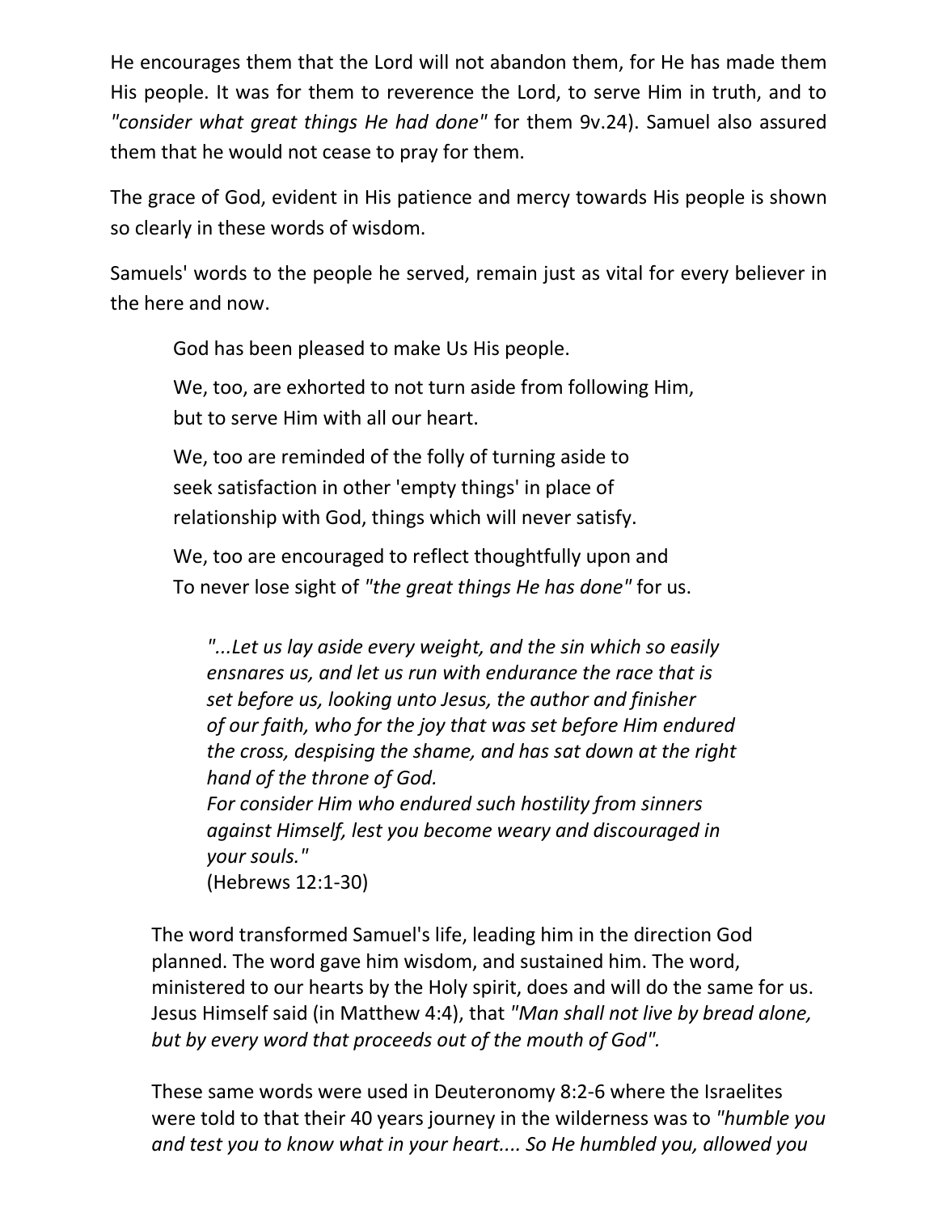He encourages them that the Lord will not abandon them, for He has made them His people. It was for them to reverence the Lord, to serve Him in truth, and to *"consider what great things He had done"* for them 9v.24). Samuel also assured them that he would not cease to pray for them.

The grace of God, evident in His patience and mercy towards His people is shown so clearly in these words of wisdom.

Samuels' words to the people he served, remain just as vital for every believer in the here and now.

> God has been pleased to make Us His people.
>
> We, too, are exhorted to not turn aside from following Him,
> but to serve Him with all our heart.
>
> We, too are reminded of the folly of turning aside to
> seek satisfaction in other 'empty things' in place of
> relationship with God, things which will never satisfy.
>
> We, too are encouraged to reflect thoughtfully upon and
> To never lose sight of *"the great things He has done"* for us.
>
> *"...Let us lay aside every weight, and the sin which so easily ensnares us, and let us run with endurance the race that is set before us, looking unto Jesus, the author and finisher of our faith, who for the joy that was set before Him endured the cross, despising the shame, and has sat down at the right hand of the throne of God.*
> *For consider Him who endured such hostility from sinners against Himself, lest you become weary and discouraged in your souls."*
> (Hebrews 12:1-30)

The word transformed Samuel's life, leading him in the direction God planned. The word gave him wisdom, and sustained him. The word, ministered to our hearts by the Holy spirit, does and will do the same for us. Jesus Himself said (in Matthew 4:4), that *"Man shall not live by bread alone, but by every word that proceeds out of the mouth of God".*

These same words were used in Deuteronomy 8:2-6 where the Israelites were told to that their 40 years journey in the wilderness was to *"humble you and test you to know what in your heart.... So He humbled you, allowed you*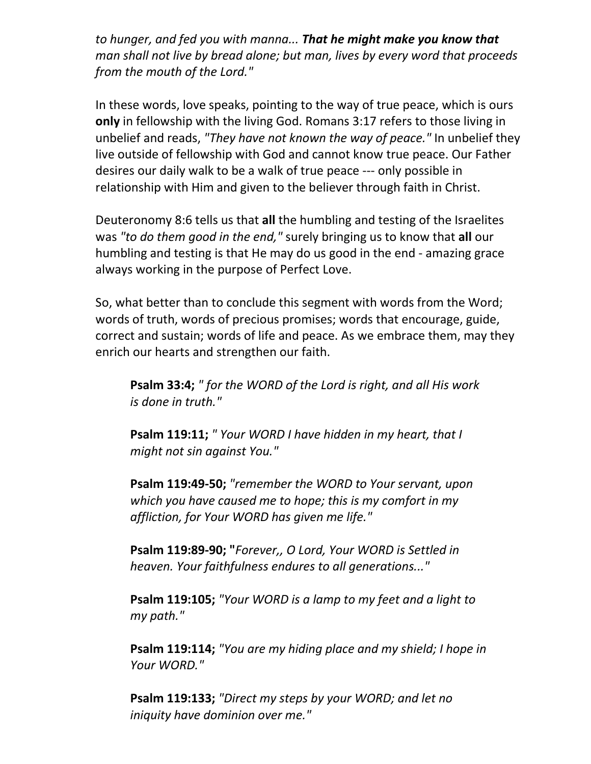*to hunger, and fed you with manna... **That he might make you know that** man shall not live by bread alone; but man, lives by every word that proceeds from the mouth of the Lord."*

In these words, love speaks, pointing to the way of true peace, which is ours **only** in fellowship with the living God. Romans 3:17 refers to those living in unbelief and reads, *"They have not known the way of peace."* In unbelief they live outside of fellowship with God and cannot know true peace. Our Father desires our daily walk to be a walk of true peace --- only possible in relationship with Him and given to the believer through faith in Christ.

Deuteronomy 8:6 tells us that **all** the humbling and testing of the Israelites was *"to do them good in the end,"* surely bringing us to know that **all** our humbling and testing is that He may do us good in the end - amazing grace always working in the purpose of Perfect Love.

So, what better than to conclude this segment with words from the Word; words of truth, words of precious promises; words that encourage, guide, correct and sustain; words of life and peace. As we embrace them, may they enrich our hearts and strengthen our faith.

> **Psalm 33:4;** *" for the WORD of the Lord is right, and all His work is done in truth."*
>
> **Psalm 119:11;** *" Your WORD I have hidden in my heart, that I might not sin against You."*
>
> **Psalm 119:49-50;** *"remember the WORD to Your servant, upon which you have caused me to hope; this is my comfort in my affliction, for Your WORD has given me life."*
>
> **Psalm 119:89-90; "***Forever,, O Lord, Your WORD is Settled in heaven. Your faithfulness endures to all generations..."*
>
> **Psalm 119:105;** *"Your WORD is a lamp to my feet and a light to my path."*
>
> **Psalm 119:114;** *"You are my hiding place and my shield; I hope in Your WORD."*
>
> **Psalm 119:133;** *"Direct my steps by your WORD; and let no iniquity have dominion over me."*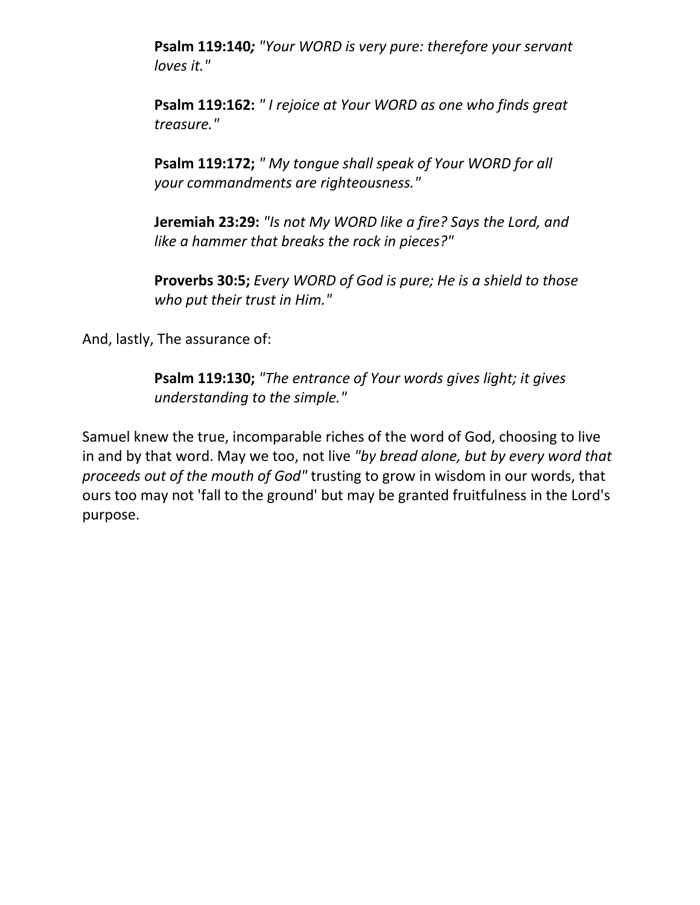**Psalm 119:140;** *"Your WORD is very pure: therefore your servant loves it."*

**Psalm 119:162:** *" I rejoice at Your WORD as one who finds great treasure."*

**Psalm 119:172;** *" My tongue shall speak of Your WORD for all your commandments are righteousness."*

**Jeremiah 23:29:** *"Is not My WORD like a fire? Says the Lord, and like a hammer that breaks the rock in pieces?"*

**Proverbs 30:5;** *Every WORD of God is pure; He is a shield to those who put their trust in Him."*

And, lastly, The assurance of:

**Psalm 119:130;** *"The entrance of Your words gives light; it gives understanding to the simple."*

Samuel knew the true, incomparable riches of the word of God, choosing to live in and by that word. May we too, not live *"by bread alone, but by every word that proceeds out of the mouth of God"* trusting to grow in wisdom in our words, that ours too may not 'fall to the ground' but may be granted fruitfulness in the Lord's purpose.